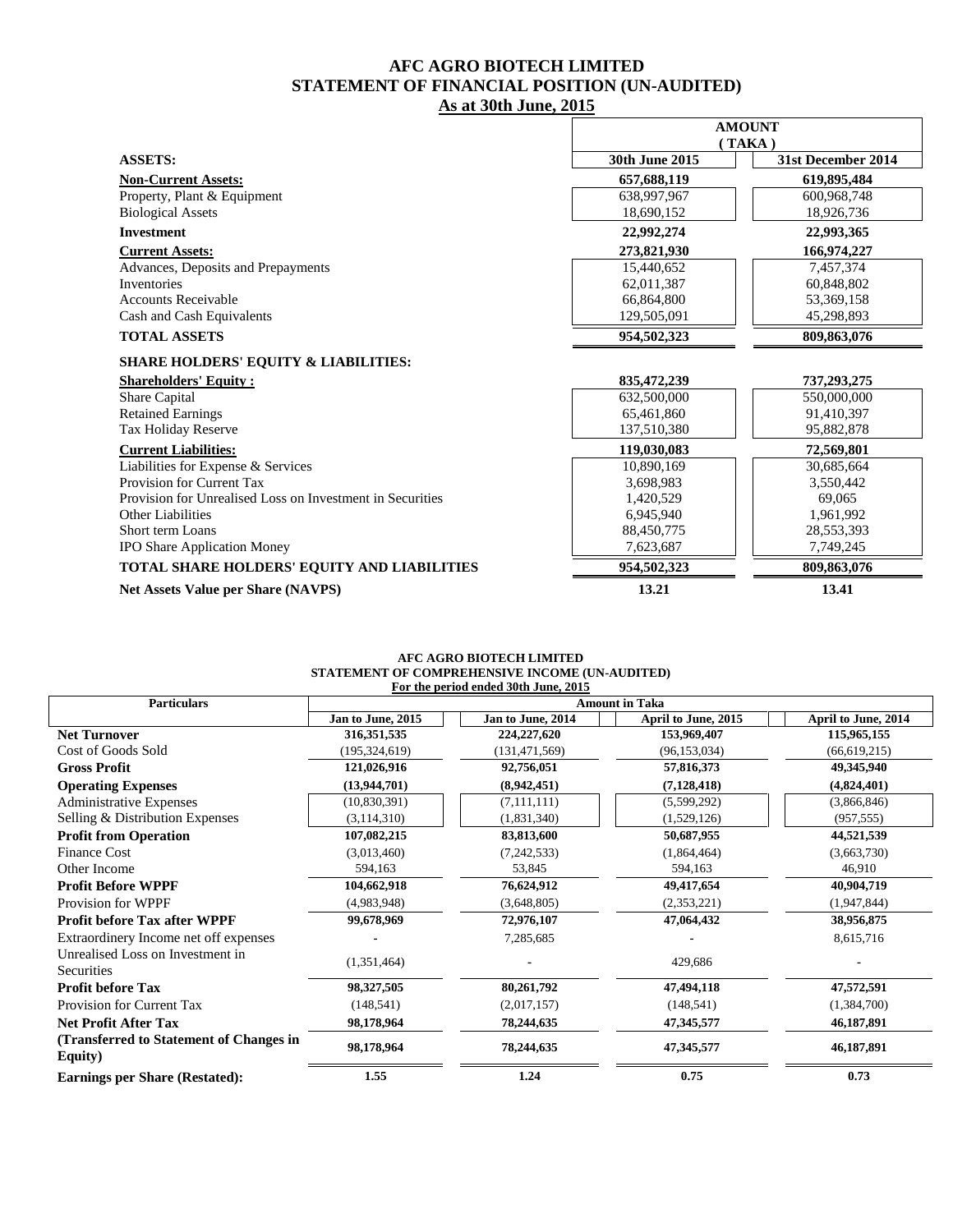# AFC AGRO BIOTECH LIMITED
## STATEMENT OF FINANCIAL POSITION (UN-AUDITED)
### As at 30th June, 2015

| ASSETS: | AMOUNT (TAKA) 30th June 2015 | 31st December 2014 |
|---|---|---|
| **Non-Current Assets:** | **657,688,119** | **619,895,484** |
| Property, Plant & Equipment | 638,997,967 | 600,968,748 |
| Biological Assets | 18,690,152 | 18,926,736 |
| **Investment** | **22,992,274** | **22,993,365** |
| **Current Assets:** | **273,821,930** | **166,974,227** |
| Advances, Deposits and Prepayments | 15,440,652 | 7,457,374 |
| Inventories | 62,011,387 | 60,848,802 |
| Accounts Receivable | 66,864,800 | 53,369,158 |
| Cash and Cash Equivalents | 129,505,091 | 45,298,893 |
| **TOTAL ASSETS** | **954,502,323** | **809,863,076** |
| **SHARE HOLDERS' EQUITY & LIABILITIES:** | | |
| **Shareholders' Equity :** | **835,472,239** | **737,293,275** |
| Share Capital | 632,500,000 | 550,000,000 |
| Retained Earnings | 65,461,860 | 91,410,397 |
| Tax Holiday Reserve | 137,510,380 | 95,882,878 |
| **Current Liabilities:** | **119,030,083** | **72,569,801** |
| Liabilities for Expense & Services | 10,890,169 | 30,685,664 |
| Provision for Current Tax | 3,698,983 | 3,550,442 |
| Provision for Unrealised Loss on Investment in Securities | 1,420,529 | 69,065 |
| Other Liabilities | 6,945,940 | 1,961,992 |
| Short term Loans | 88,450,775 | 28,553,393 |
| IPO Share Application Money | 7,623,687 | 7,749,245 |
| **TOTAL SHARE HOLDERS' EQUITY AND LIABILITIES** | **954,502,323** | **809,863,076** |
| **Net Assets Value per Share (NAVPS)** | **13.21** | **13.41** |

# AFC AGRO BIOTECH LIMITED
## STATEMENT OF COMPREHENSIVE INCOME (UN-AUDITED)
### For the period ended 30th June, 2015

| Particulars | Amount in Taka | | | |
|---|---|---|---|---|
| | Jan to June, 2015 | Jan to June, 2014 | April to June, 2015 | April to June, 2014 |
| **Net Turnover** | **316,351,535** | **224,227,620** | **153,969,407** | **115,965,155** |
| Cost of Goods Sold | (195,324,619) | (131,471,569) | (96,153,034) | (66,619,215) |
| **Gross Profit** | **121,026,916** | **92,756,051** | **57,816,373** | **49,345,940** |
| **Operating Expenses** | **(13,944,701)** | **(8,942,451)** | **(7,128,418)** | **(4,824,401)** |
| Administrative Expenses | (10,830,391) | (7,111,111) | (5,599,292) | (3,866,846) |
| Selling & Distribution Expenses | (3,114,310) | (1,831,340) | (1,529,126) | (957,555) |
| **Profit from Operation** | **107,082,215** | **83,813,600** | **50,687,955** | **44,521,539** |
| Finance Cost | (3,013,460) | (7,242,533) | (1,864,464) | (3,663,730) |
| Other Income | 594,163 | 53,845 | 594,163 | 46,910 |
| **Profit Before WPPF** | **104,662,918** | **76,624,912** | **49,417,654** | **40,904,719** |
| Provision for WPPF | (4,983,948) | (3,648,805) | (2,353,221) | (1,947,844) |
| **Profit before Tax after WPPF** | **99,678,969** | **72,976,107** | **47,064,432** | **38,956,875** |
| Extraordinery Income net off expenses | - | 7,285,685 | - | 8,615,716 |
| Unrealised Loss on Investment in Securities | (1,351,464) | - | 429,686 | - |
| **Profit before Tax** | **98,327,505** | **80,261,792** | **47,494,118** | **47,572,591** |
| Provision for Current Tax | (148,541) | (2,017,157) | (148,541) | (1,384,700) |
| **Net Profit After Tax** | **98,178,964** | **78,244,635** | **47,345,577** | **46,187,891** |
| **(Transferred to Statement of Changes in Equity)** | **98,178,964** | **78,244,635** | **47,345,577** | **46,187,891** |
| **Earnings per Share (Restated):** | **1.55** | **1.24** | **0.75** | **0.73** |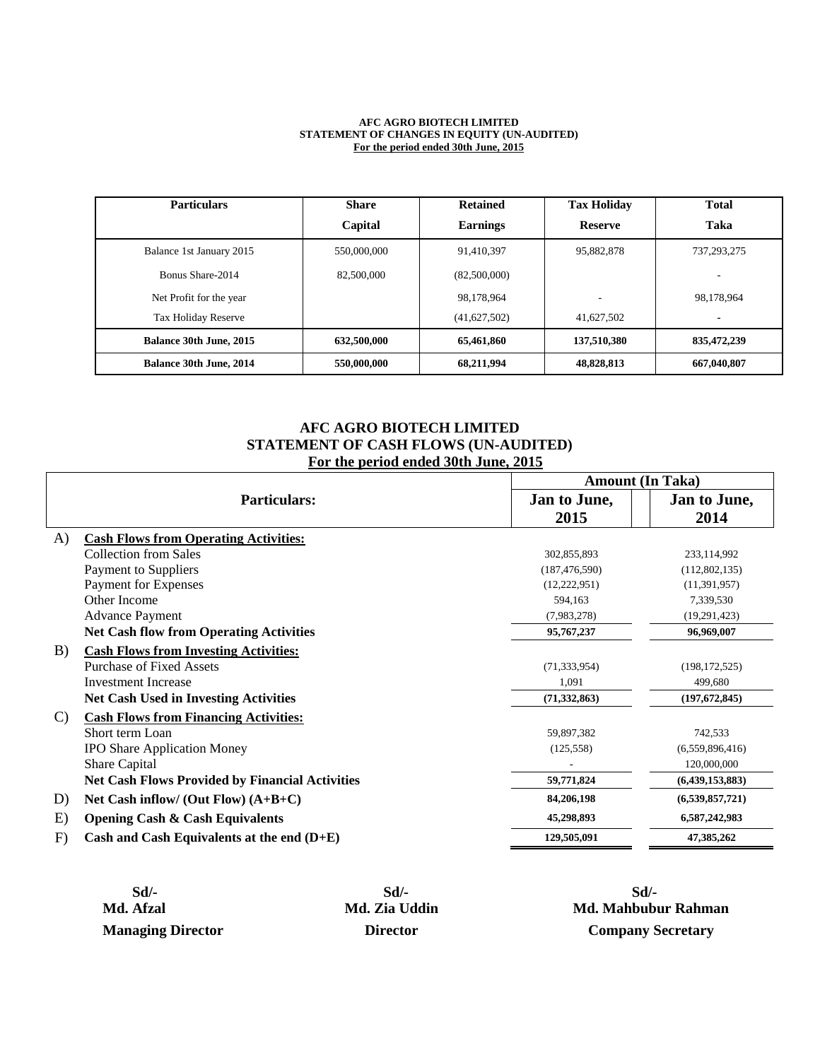**AFC AGRO BIOTECH LIMITED**
**STATEMENT OF CHANGES IN EQUITY (UN-AUDITED)**
**For the period ended 30th June, 2015**

| Particulars | Share Capital | Retained Earnings | Tax Holiday Reserve | Total Taka |
|---|---|---|---|---|
| Balance 1st January 2015 | 550,000,000 | 91,410,397 | 95,882,878 | 737,293,275 |
| Bonus Share-2014 | 82,500,000 | (82,500,000) | | - |
| Net Profit for the year | | 98,178,964 | - | 98,178,964 |
| Tax Holiday Reserve | | (41,627,502) | 41,627,502 | - |
| **Balance 30th June, 2015** | **632,500,000** | **65,461,860** | **137,510,380** | **835,472,239** |
| **Balance 30th June, 2014** | **550,000,000** | **68,211,994** | **48,828,813** | **667,040,807** |

## AFC AGRO BIOTECH LIMITED
## STATEMENT OF CASH FLOWS (UN-AUDITED)
**For the period ended 30th June, 2015**

| | Particulars: | Amount (In Taka) Jan to June, 2015 | Jan to June, 2014 |
|---|---|---|---|
| A) | **Cash Flows from Operating Activities:** | | |
| | Collection from Sales | 302,855,893 | 233,114,992 |
| | Payment to Suppliers | (187,476,590) | (112,802,135) |
| | Payment for Expenses | (12,222,951) | (11,391,957) |
| | Other Income | 594,163 | 7,339,530 |
| | Advance Payment | (7,983,278) | (19,291,423) |
| | **Net Cash flow from Operating Activities** | **95,767,237** | **96,969,007** |
| B) | **Cash Flows from Investing Activities:** | | |
| | Purchase of Fixed Assets | (71,333,954) | (198,172,525) |
| | Investment Increase | 1,091 | 499,680 |
| | **Net Cash Used in Investing Activities** | **(71,332,863)** | **(197,672,845)** |
| C) | **Cash Flows from Financing Activities:** | | |
| | Short term Loan | 59,897,382 | 742,533 |
| | IPO Share Application Money | (125,558) | (6,559,896,416) |
| | Share Capital | - | 120,000,000 |
| | **Net Cash Flows Provided by Financial Activities** | **59,771,824** | **(6,439,153,883)** |
| D) | **Net Cash inflow/ (Out Flow) (A+B+C)** | **84,206,198** | **(6,539,857,721)** |
| E) | **Opening Cash & Cash Equivalents** | **45,298,893** | **6,587,242,983** |
| F) | **Cash and Cash Equivalents at the end (D+E)** | **129,505,091** | **47,385,262** |

| Sd/- | Sd/- | Sd/- |
|---|---|---|
| **Md. Afzal** | **Md. Zia Uddin** | **Md. Mahbubur Rahman** |
| **Managing Director** | **Director** | **Company Secretary** |